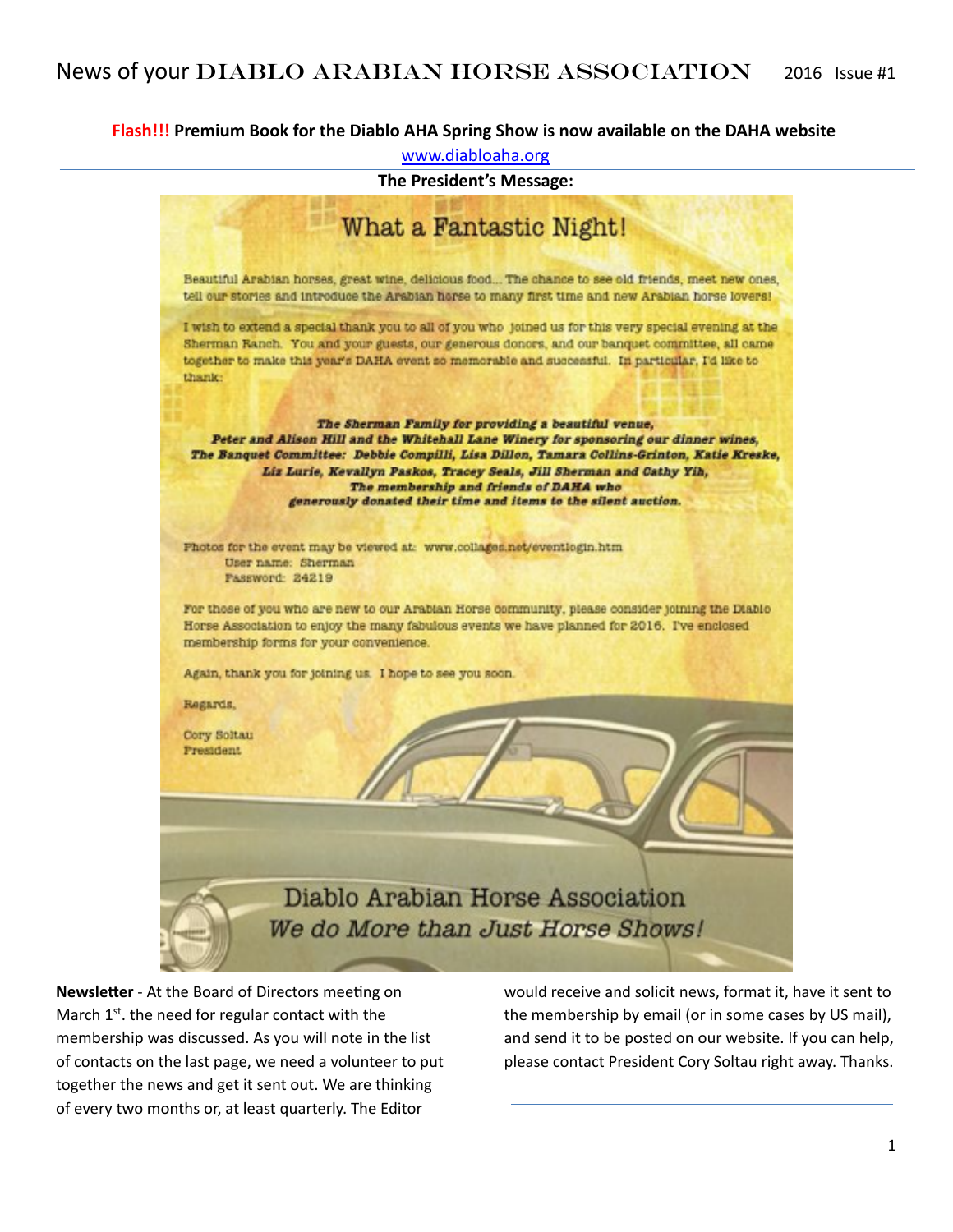# News of your DIABLO ARABIAN HORSE ASSOCIATION 2016 Issue #1

**Flash!!! Premium Book for the Diablo AHA Spring Show is now available on the DAHA website**

www.diabloaha.org

**The President's Message:**

## What a Fantastic Night!

Beautiful Arabian horses, great wine, delicious food... The chance to see old friends, meet new ones, tell our stories and introduce the Arabian horse to many first time and new Arabian horse lovers!

I wish to extend a special thank you to all of you who joined us for this very special evening at the Sherman Ranch. You and your guests, our generous donors, and our banquet committee, all came together to make this year's DAHA event so memorable and successful. In particular, I'd like to thank:

***The Sherman Family for providing a beautiful venue,***
***Peter and Alison Hill and the Whitehall Lane Winery for sponsoring our dinner wines,***
***The Banquet Committee: Debbie Compilli, Lisa Dillon, Tamara Collins-Grinton, Katie Kreske, Liz Lurie, Kevallyn Paskos, Tracey Seals, Jill Sherman and Cathy Yih,***
***The membership and friends of DAHA who generously donated their time and items to the silent auction.***

Photos for the event may be viewed at: www.collages.net/eventlogin.htm
User name: Sherman
Password: 24219

For those of you who are new to our Arabian Horse community, please consider joining the Diablo Horse Association to enjoy the many fabulous events we have planned for 2016. I've enclosed membership forms for your convenience.

Again, thank you for joining us. I hope to see you soon.

Regards,

Cory Soltau
President

Diablo Arabian Horse Association
*We do More than Just Horse Shows!*

**Newsletter** - At the Board of Directors meeting on March 1st. the need for regular contact with the membership was discussed. As you will note in the list of contacts on the last page, we need a volunteer to put together the news and get it sent out. We are thinking of every two months or, at least quarterly. The Editor would receive and solicit news, format it, have it sent to the membership by email (or in some cases by US mail), and send it to be posted on our website. If you can help, please contact President Cory Soltau right away. Thanks.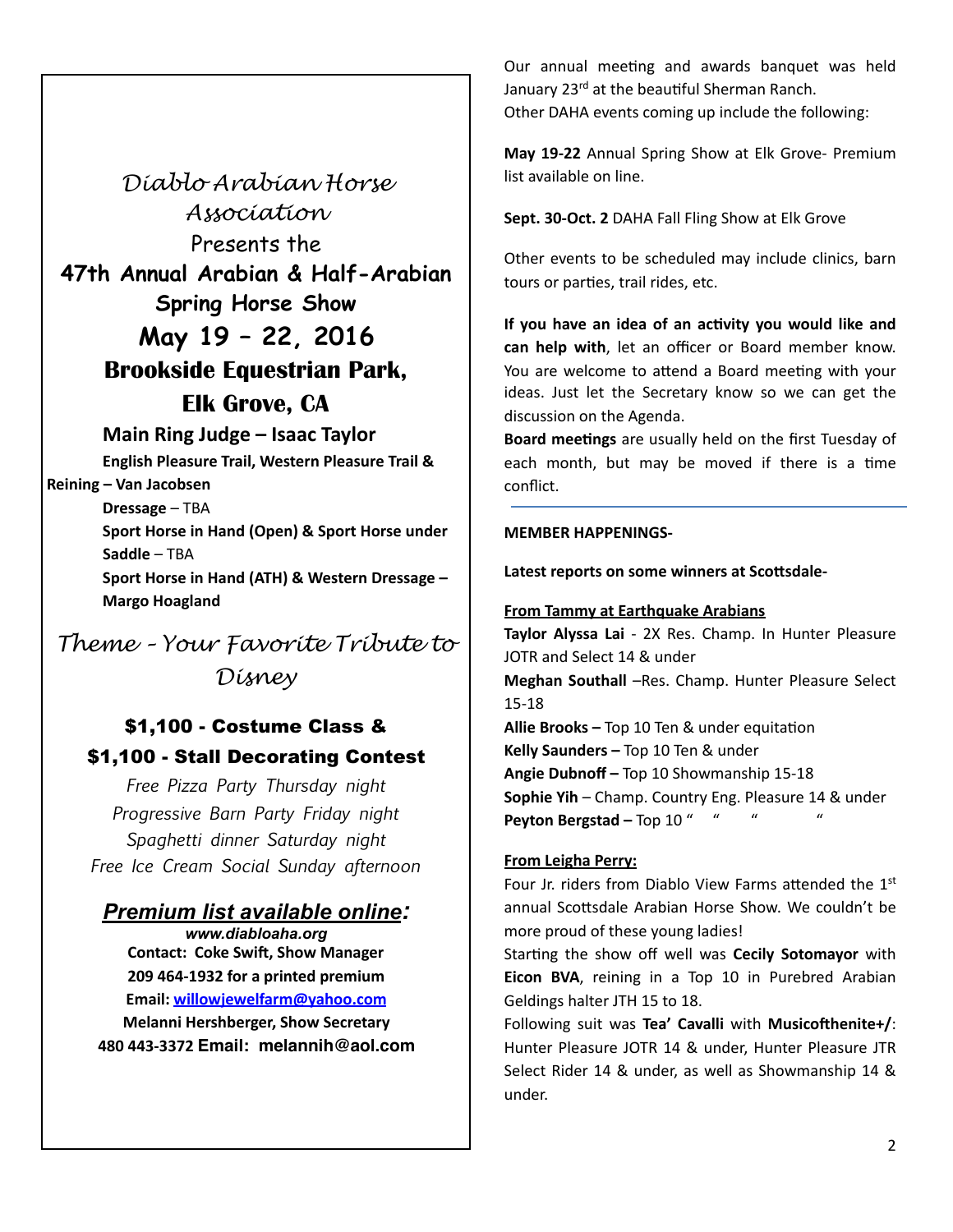*Diablo Arabian Horse Association*

Presents the

**47th Annual Arabian & Half-Arabian Spring Horse Show**

**May 19 – 22, 2016**

**Brookside Equestrian Park, Elk Grove, CA**

**Main Ring Judge – Isaac Taylor**

**English Pleasure Trail, Western Pleasure Trail & Reining – Van Jacobsen**

**Dressage** – TBA

**Sport Horse in Hand (Open) & Sport Horse under Saddle** – TBA

**Sport Horse in Hand (ATH) & Western Dressage – Margo Hoagland**

*Theme - Your Favorite Tribute to Disney*

**$1,100 - Costume Class &**

**$1,100 - Stall Decorating Contest**

*Free Pizza Party Thursday night*
*Progressive Barn Party Friday night*
*Spaghetti dinner Saturday night*
*Free Ice Cream Social Sunday afternoon*

***Premium list available online:***

***www.diabloaha.org***

**Contact: Coke Swift, Show Manager**
**209 464-1932 for a printed premium**
**Email: willowjewelfarm@yahoo.com**
**Melanni Hershberger, Show Secretary**
**480 443-3372 Email: melannih@aol.com**

Our annual meeting and awards banquet was held January 23rd at the beautiful Sherman Ranch.
Other DAHA events coming up include the following:

**May 19-22** Annual Spring Show at Elk Grove- Premium list available on line.

**Sept. 30-Oct. 2** DAHA Fall Fling Show at Elk Grove

Other events to be scheduled may include clinics, barn tours or parties, trail rides, etc.

**If you have an idea of an activity you would like and can help with**, let an officer or Board member know. You are welcome to attend a Board meeting with your ideas. Just let the Secretary know so we can get the discussion on the Agenda.
**Board meetings** are usually held on the first Tuesday of each month, but may be moved if there is a time conflict.

---

**MEMBER HAPPENINGS-**

**Latest reports on some winners at Scottsdale-**

**From Tammy at Earthquake Arabians**

**Taylor Alyssa Lai** - 2X Res. Champ. In Hunter Pleasure JOTR and Select 14 & under
**Meghan Southall** –Res. Champ. Hunter Pleasure Select 15-18
**Allie Brooks –** Top 10 Ten & under equitation
**Kelly Saunders –** Top 10 Ten & under
**Angie Dubnoff –** Top 10 Showmanship 15-18
**Sophie Yih** – Champ. Country Eng. Pleasure 14 & under
**Peyton Bergstad –** Top 10 "   "   "   "

**From Leigha Perry:**

Four Jr. riders from Diablo View Farms attended the 1st annual Scottsdale Arabian Horse Show. We couldn't be more proud of these young ladies!
Starting the show off well was **Cecily Sotomayor** with **Eicon BVA**, reining in a Top 10 in Purebred Arabian Geldings halter JTH 15 to 18.
Following suit was **Tea' Cavalli** with **Musicofthenite+/**: Hunter Pleasure JOTR 14 & under, Hunter Pleasure JTR Select Rider 14 & under, as well as Showmanship 14 & under.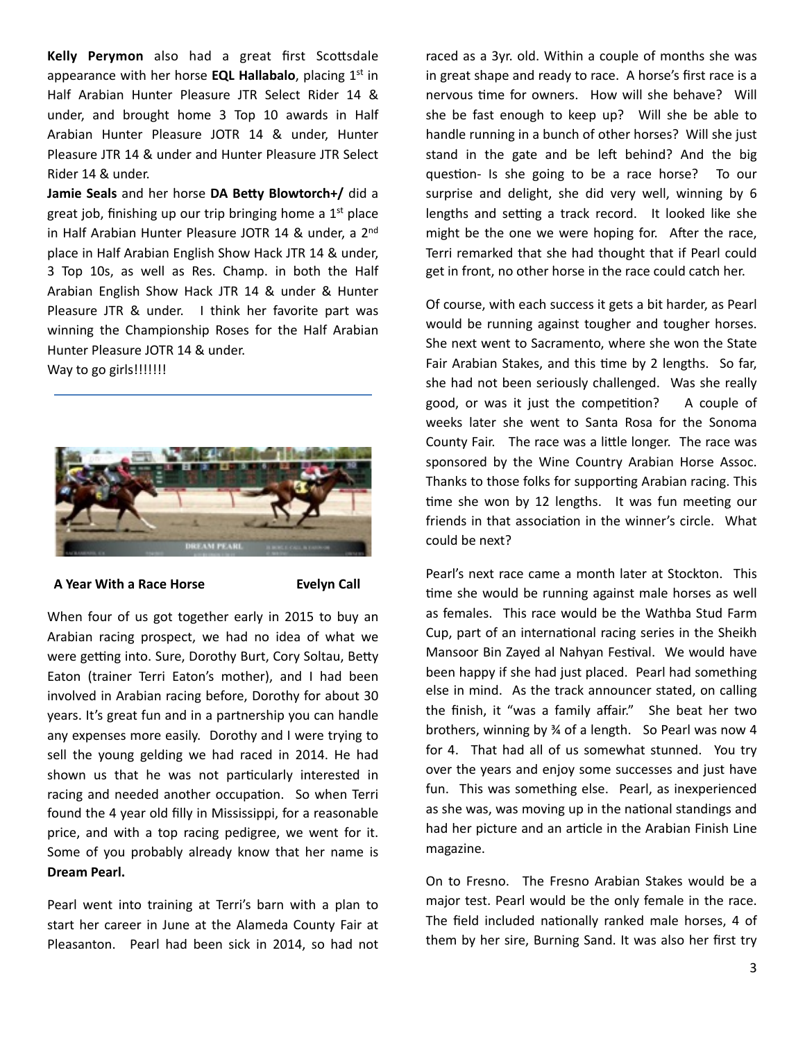**Kelly Perymon** also had a great first Scottsdale appearance with her horse **EQL Hallabalo**, placing 1st in Half Arabian Hunter Pleasure JTR Select Rider 14 & under, and brought home 3 Top 10 awards in Half Arabian Hunter Pleasure JOTR 14 & under, Hunter Pleasure JTR 14 & under and Hunter Pleasure JTR Select Rider 14 & under.

**Jamie Seals** and her horse **DA Betty Blowtorch+/** did a great job, finishing up our trip bringing home a 1st place in Half Arabian Hunter Pleasure JOTR 14 & under, a 2nd place in Half Arabian English Show Hack JTR 14 & under, 3 Top 10s, as well as Res. Champ. in both the Half Arabian English Show Hack JTR 14 & under & Hunter Pleasure JTR & under. I think her favorite part was winning the Championship Roses for the Half Arabian Hunter Pleasure JOTR 14 & under.

Way to go girls!!!!!!!

---

**A Year With a Race Horse** — **Evelyn Call**

When four of us got together early in 2015 to buy an Arabian racing prospect, we had no idea of what we were getting into. Sure, Dorothy Burt, Cory Soltau, Betty Eaton (trainer Terri Eaton's mother), and I had been involved in Arabian racing before, Dorothy for about 30 years. It's great fun and in a partnership you can handle any expenses more easily. Dorothy and I were trying to sell the young gelding we had raced in 2014. He had shown us that he was not particularly interested in racing and needed another occupation. So when Terri found the 4 year old filly in Mississippi, for a reasonable price, and with a top racing pedigree, we went for it. Some of you probably already know that her name is **Dream Pearl.**

Pearl went into training at Terri's barn with a plan to start her career in June at the Alameda County Fair at Pleasanton. Pearl had been sick in 2014, so had not raced as a 3yr. old. Within a couple of months she was in great shape and ready to race. A horse's first race is a nervous time for owners. How will she behave? Will she be fast enough to keep up? Will she be able to handle running in a bunch of other horses? Will she just stand in the gate and be left behind? And the big question- Is she going to be a race horse? To our surprise and delight, she did very well, winning by 6 lengths and setting a track record. It looked like she might be the one we were hoping for. After the race, Terri remarked that she had thought that if Pearl could get in front, no other horse in the race could catch her.

Of course, with each success it gets a bit harder, as Pearl would be running against tougher and tougher horses. She next went to Sacramento, where she won the State Fair Arabian Stakes, and this time by 2 lengths. So far, she had not been seriously challenged. Was she really good, or was it just the competition? A couple of weeks later she went to Santa Rosa for the Sonoma County Fair. The race was a little longer. The race was sponsored by the Wine Country Arabian Horse Assoc. Thanks to those folks for supporting Arabian racing. This time she won by 12 lengths. It was fun meeting our friends in that association in the winner's circle. What could be next?

Pearl's next race came a month later at Stockton. This time she would be running against male horses as well as females. This race would be the Wathba Stud Farm Cup, part of an international racing series in the Sheikh Mansoor Bin Zayed al Nahyan Festival. We would have been happy if she had just placed. Pearl had something else in mind. As the track announcer stated, on calling the finish, it "was a family affair." She beat her two brothers, winning by ¾ of a length. So Pearl was now 4 for 4. That had all of us somewhat stunned. You try over the years and enjoy some successes and just have fun. This was something else. Pearl, as inexperienced as she was, was moving up in the national standings and had her picture and an article in the Arabian Finish Line magazine.

On to Fresno. The Fresno Arabian Stakes would be a major test. Pearl would be the only female in the race. The field included nationally ranked male horses, 4 of them by her sire, Burning Sand. It was also her first try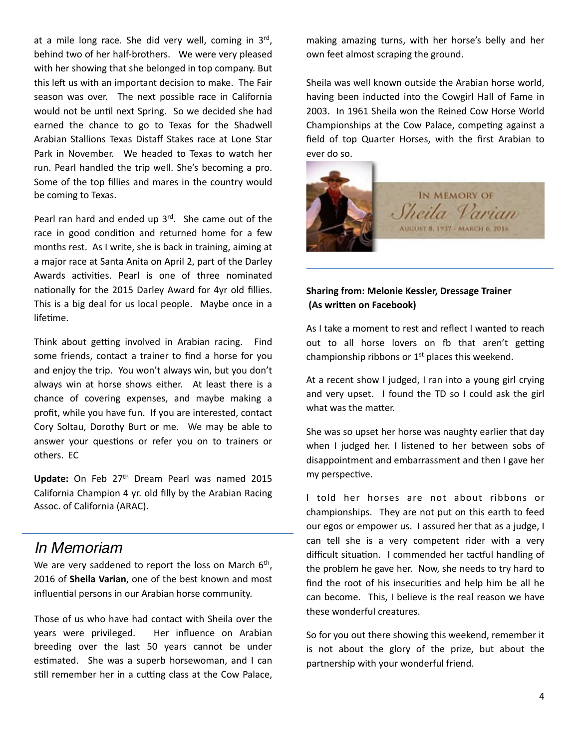at a mile long race. She did very well, coming in 3rd, behind two of her half-brothers. We were very pleased with her showing that she belonged in top company. But this left us with an important decision to make. The Fair season was over. The next possible race in California would not be until next Spring. So we decided she had earned the chance to go to Texas for the Shadwell Arabian Stallions Texas Distaff Stakes race at Lone Star Park in November. We headed to Texas to watch her run. Pearl handled the trip well. She's becoming a pro. Some of the top fillies and mares in the country would be coming to Texas.

Pearl ran hard and ended up 3rd. She came out of the race in good condition and returned home for a few months rest. As I write, she is back in training, aiming at a major race at Santa Anita on April 2, part of the Darley Awards activities. Pearl is one of three nominated nationally for the 2015 Darley Award for 4yr old fillies. This is a big deal for us local people. Maybe once in a lifetime.

Think about getting involved in Arabian racing. Find some friends, contact a trainer to find a horse for you and enjoy the trip. You won't always win, but you don't always win at horse shows either. At least there is a chance of covering expenses, and maybe making a profit, while you have fun. If you are interested, contact Cory Soltau, Dorothy Burt or me. We may be able to answer your questions or refer you on to trainers or others. EC

**Update:** On Feb 27th Dream Pearl was named 2015 California Champion 4 yr. old filly by the Arabian Racing Assoc. of California (ARAC).

## *In Memoriam*

We are very saddened to report the loss on March 6th, 2016 of **Sheila Varian**, one of the best known and most influential persons in our Arabian horse community.

Those of us who have had contact with Sheila over the years were privileged. Her influence on Arabian breeding over the last 50 years cannot be under estimated. She was a superb horsewoman, and I can still remember her in a cutting class at the Cow Palace, making amazing turns, with her horse's belly and her own feet almost scraping the ground.

Sheila was well known outside the Arabian horse world, having been inducted into the Cowgirl Hall of Fame in 2003. In 1961 Sheila won the Reined Cow Horse World Championships at the Cow Palace, competing against a field of top Quarter Horses, with the first Arabian to ever do so.

IN MEMORY OF
*Sheila Varian*
AUGUST 8, 1937 - MARCH 6, 2016

**Sharing from: Melonie Kessler, Dressage Trainer (As written on Facebook)**

As I take a moment to rest and reflect I wanted to reach out to all horse lovers on fb that aren't getting championship ribbons or 1st places this weekend.

At a recent show I judged, I ran into a young girl crying and very upset. I found the TD so I could ask the girl what was the matter.

She was so upset her horse was naughty earlier that day when I judged her. I listened to her between sobs of disappointment and embarrassment and then I gave her my perspective.

I told her horses are not about ribbons or championships. They are not put on this earth to feed our egos or empower us. I assured her that as a judge, I can tell she is a very competent rider with a very difficult situation. I commended her tactful handling of the problem he gave her. Now, she needs to try hard to find the root of his insecurities and help him be all he can become. This, I believe is the real reason we have these wonderful creatures.

So for you out there showing this weekend, remember it is not about the glory of the prize, but about the partnership with your wonderful friend.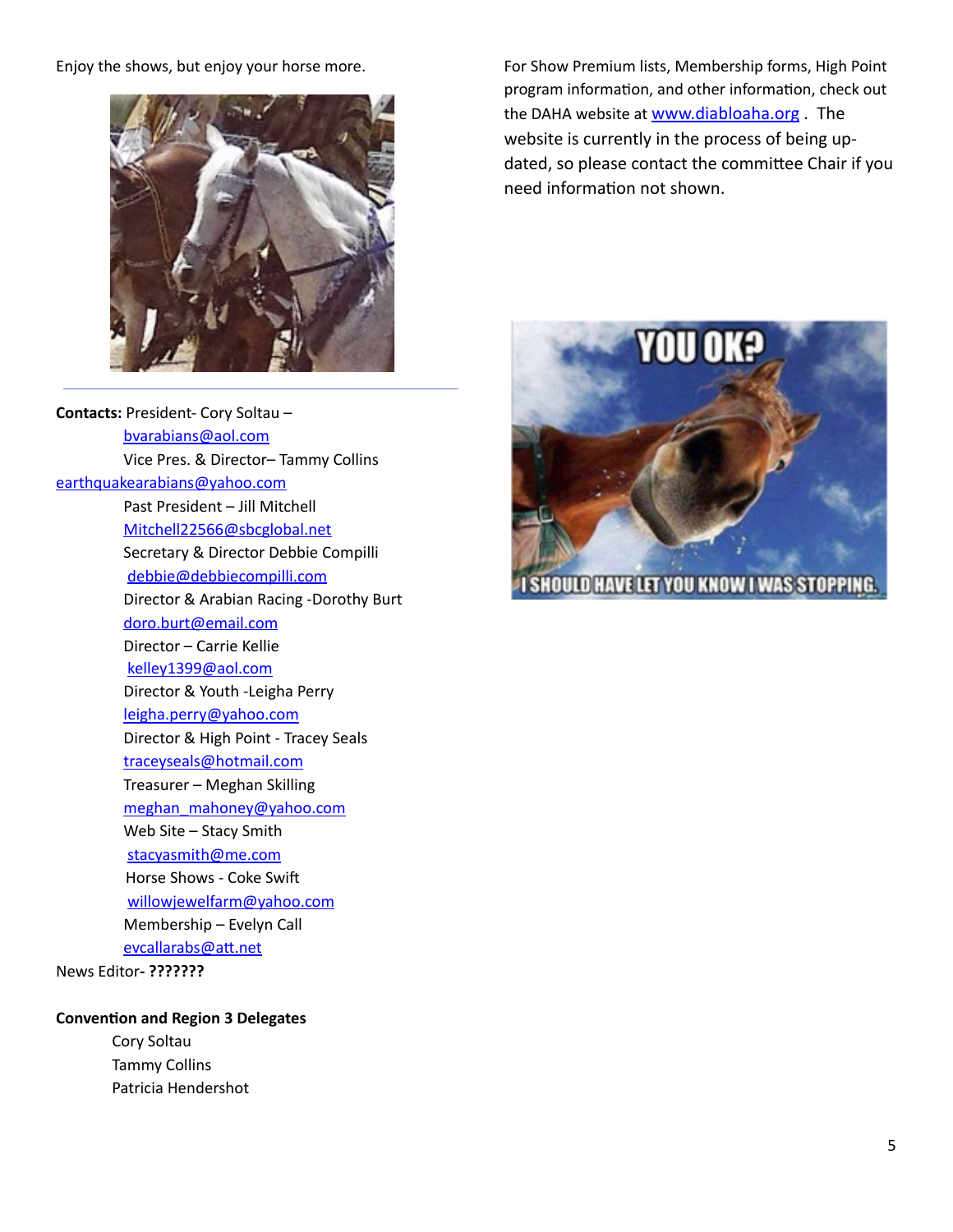Enjoy the shows, but enjoy your horse more.

**Contacts:** President- Cory Soltau – bvarabians@aol.com

Vice Pres. & Director– Tammy Collins earthquakearabians@yahoo.com

Past President – Jill Mitchell Mitchell22566@sbcglobal.net

Secretary & Director Debbie Compilli debbie@debbiecompilli.com

Director & Arabian Racing -Dorothy Burt doro.burt@email.com

Director – Carrie Kellie kelley1399@aol.com

Director & Youth -Leigha Perry leigha.perry@yahoo.com

Director & High Point - Tracey Seals traceyseals@hotmail.com

Treasurer – Meghan Skilling meghan_mahoney@yahoo.com

Web Site – Stacy Smith stacyasmith@me.com

Horse Shows - Coke Swift willowjewelfarm@yahoo.com

Membership – Evelyn Call evcallarabs@att.net

News Editor**- ???????**

**Convention and Region 3 Delegates**

Cory Soltau
Tammy Collins
Patricia Hendershot

For Show Premium lists, Membership forms, High Point program information, and other information, check out the DAHA website at www.diabloaha.org . The website is currently in the process of being up-dated, so please contact the committee Chair if you need information not shown.